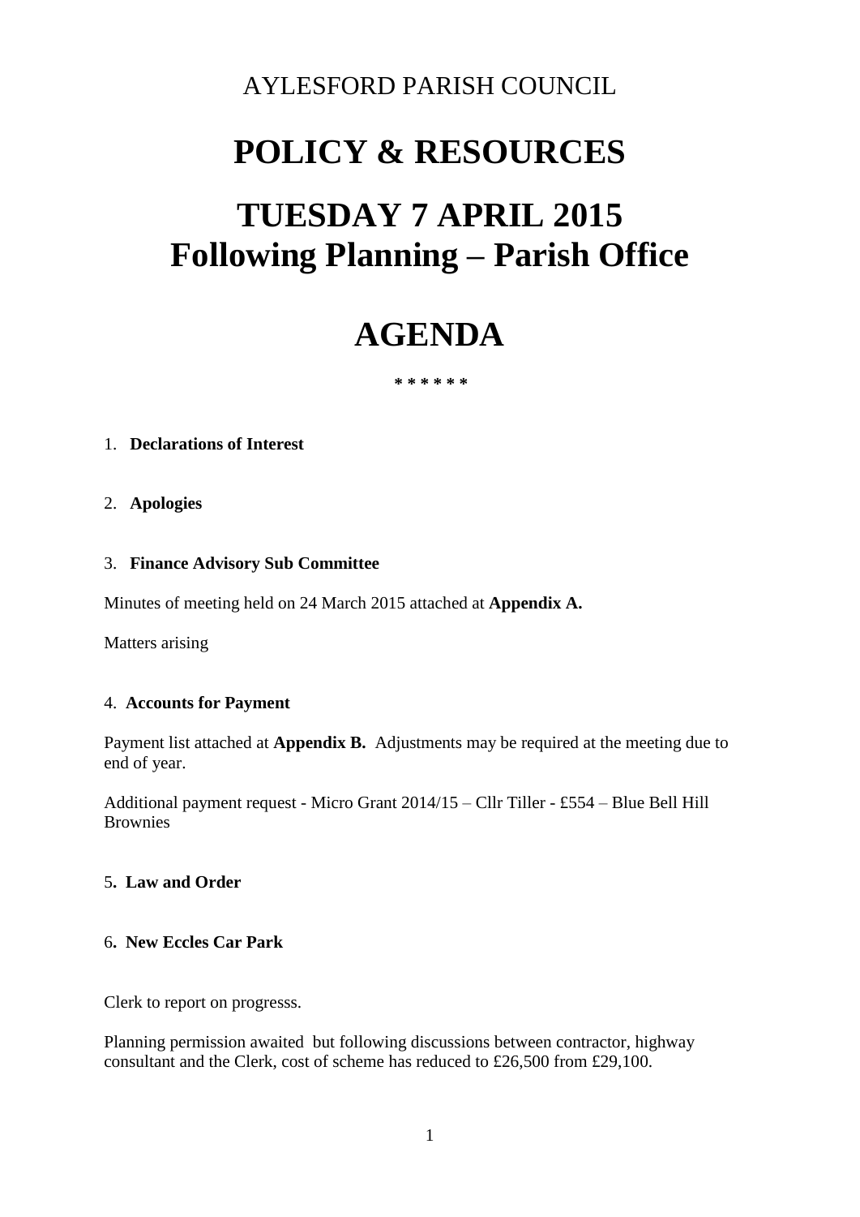AYLESFORD PARISH COUNCIL

# POLICY & RESOURCES

# TUESDAY 7 APRIL 2015
# Following Planning – Parish Office

# AGENDA

\* \* \* \* \* \*

1. **Declarations of Interest**

2. **Apologies**

3. **Finance Advisory Sub Committee**

Minutes of meeting held on 24 March 2015 attached at **Appendix A.**

Matters arising

4. **Accounts for Payment**

Payment list attached at **Appendix B.** Adjustments may be required at the meeting due to end of year.

Additional payment request - Micro Grant 2014/15 – Cllr Tiller - £554 – Blue Bell Hill Brownies

5**. Law and Order**

6**. New Eccles Car Park**

Clerk to report on progresss.

Planning permission awaited but following discussions between contractor, highway consultant and the Clerk, cost of scheme has reduced to £26,500 from £29,100.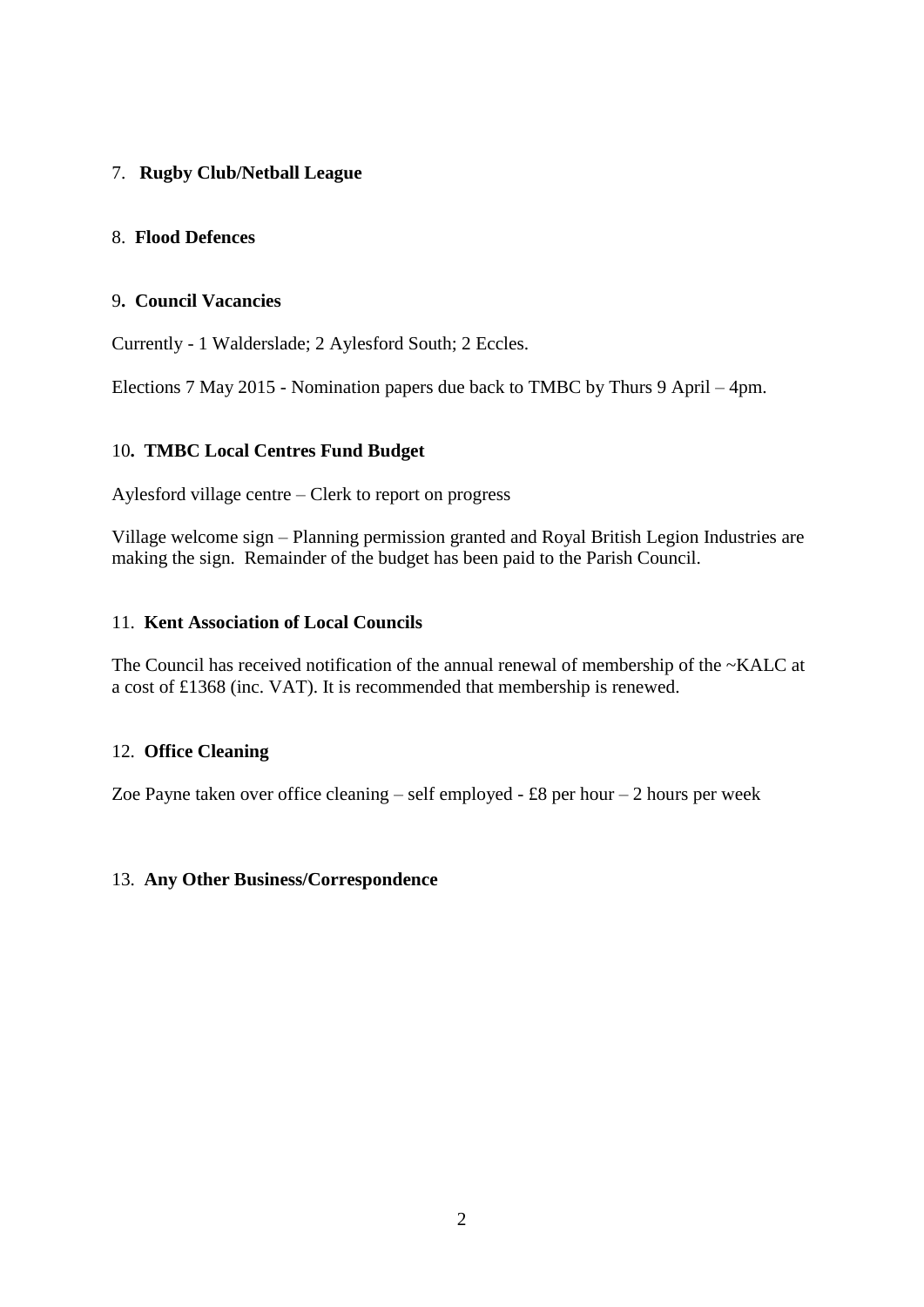7. **Rugby Club/Netball League**

8. **Flood Defences**

9**. Council Vacancies**

Currently - 1 Walderslade; 2 Aylesford South; 2 Eccles.

Elections 7 May 2015 - Nomination papers due back to TMBC by Thurs 9 April – 4pm.

10**. TMBC Local Centres Fund Budget**

Aylesford village centre – Clerk to report on progress

Village welcome sign – Planning permission granted and Royal British Legion Industries are making the sign. Remainder of the budget has been paid to the Parish Council.

11. **Kent Association of Local Councils**

The Council has received notification of the annual renewal of membership of the ~KALC at a cost of £1368 (inc. VAT). It is recommended that membership is renewed.

12. **Office Cleaning**

Zoe Payne taken over office cleaning – self employed - £8 per hour – 2 hours per week

13. **Any Other Business/Correspondence**